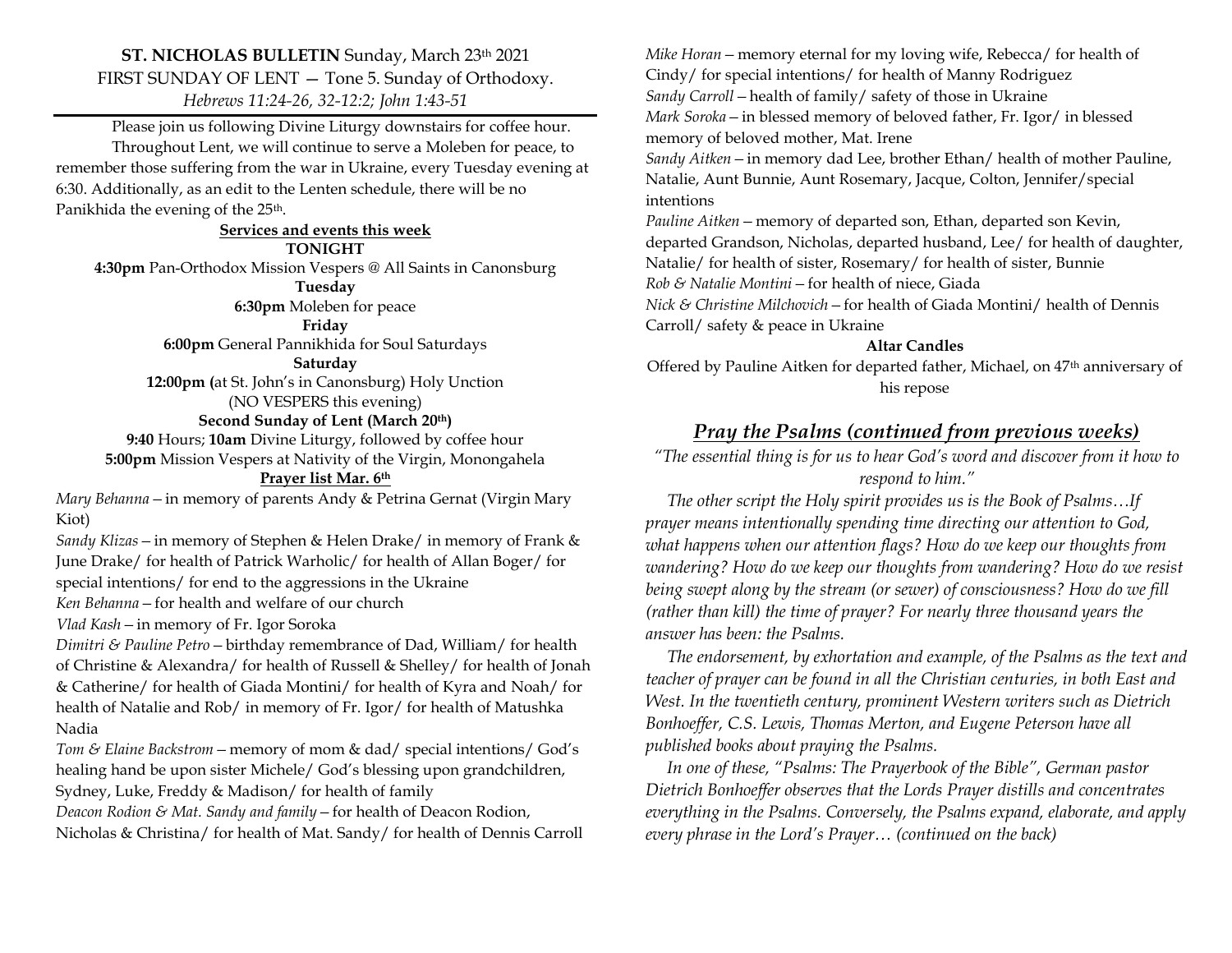**ST. NICHOLAS BULLETIN** Sunday, March 23th 2021
FIRST SUNDAY OF LENT — Tone 5. Sunday of Orthodoxy.
*Hebrews 11:24-26, 32-12:2; John 1:43-51*

---

Please join us following Divine Liturgy downstairs for coffee hour.

Throughout Lent, we will continue to serve a Moleben for peace, to remember those suffering from the war in Ukraine, every Tuesday evening at 6:30. Additionally, as an edit to the Lenten schedule, there will be no Panikhida the evening of the 25th.

**Services and events this week**

**TONIGHT**

**4:30pm** Pan-Orthodox Mission Vespers @ All Saints in Canonsburg

**Tuesday**

**6:30pm** Moleben for peace

**Friday**

**6:00pm** General Pannikhida for Soul Saturdays

**Saturday**

**12:00pm (**at St. John's in Canonsburg) Holy Unction
(NO VESPERS this evening)

**Second Sunday of Lent (March 20th)**

**9:40** Hours; **10am** Divine Liturgy, followed by coffee hour
**5:00pm** Mission Vespers at Nativity of the Virgin, Monongahela

**Prayer list Mar. 6th**

*Mary Behanna* – in memory of parents Andy & Petrina Gernat (Virgin Mary Kiot)

*Sandy Klizas* – in memory of Stephen & Helen Drake/ in memory of Frank & June Drake/ for health of Patrick Warholic/ for health of Allan Boger/ for special intentions/ for end to the aggressions in the Ukraine

*Ken Behanna* – for health and welfare of our church

*Vlad Kash* – in memory of Fr. Igor Soroka

*Dimitri & Pauline Petro* – birthday remembrance of Dad, William/ for health of Christine & Alexandra/ for health of Russell & Shelley/ for health of Jonah & Catherine/ for health of Giada Montini/ for health of Kyra and Noah/ for health of Natalie and Rob/ in memory of Fr. Igor/ for health of Matushka Nadia

*Tom & Elaine Backstrom* – memory of mom & dad/ special intentions/ God's healing hand be upon sister Michele/ God's blessing upon grandchildren, Sydney, Luke, Freddy & Madison/ for health of family

*Deacon Rodion & Mat. Sandy and family* – for health of Deacon Rodion, Nicholas & Christina/ for health of Mat. Sandy/ for health of Dennis Carroll

*Mike Horan* – memory eternal for my loving wife, Rebecca/ for health of Cindy/ for special intentions/ for health of Manny Rodriguez

*Sandy Carroll* – health of family/ safety of those in Ukraine

*Mark Soroka* – in blessed memory of beloved father, Fr. Igor/ in blessed memory of beloved mother, Mat. Irene

*Sandy Aitken* – in memory dad Lee, brother Ethan/ health of mother Pauline, Natalie, Aunt Bunnie, Aunt Rosemary, Jacque, Colton, Jennifer/special intentions

*Pauline Aitken* – memory of departed son, Ethan, departed son Kevin, departed Grandson, Nicholas, departed husband, Lee/ for health of daughter, Natalie/ for health of sister, Rosemary/ for health of sister, Bunnie

*Rob & Natalie Montini* – for health of niece, Giada

*Nick & Christine Milchovich* – for health of Giada Montini/ health of Dennis Carroll/ safety & peace in Ukraine

**Altar Candles**

Offered by Pauline Aitken for departed father, Michael, on 47th anniversary of his repose

## *Pray the Psalms (continued from previous weeks)*

*"The essential thing is for us to hear God's word and discover from it how to respond to him."*

*The other script the Holy spirit provides us is the Book of Psalms…If prayer means intentionally spending time directing our attention to God, what happens when our attention flags? How do we keep our thoughts from wandering? How do we keep our thoughts from wandering? How do we resist being swept along by the stream (or sewer) of consciousness? How do we fill (rather than kill) the time of prayer? For nearly three thousand years the answer has been: the Psalms.*

*The endorsement, by exhortation and example, of the Psalms as the text and teacher of prayer can be found in all the Christian centuries, in both East and West. In the twentieth century, prominent Western writers such as Dietrich Bonhoeffer, C.S. Lewis, Thomas Merton, and Eugene Peterson have all published books about praying the Psalms.*

*In one of these, "Psalms: The Prayerbook of the Bible", German pastor Dietrich Bonhoeffer observes that the Lords Prayer distills and concentrates everything in the Psalms. Conversely, the Psalms expand, elaborate, and apply every phrase in the Lord's Prayer… (continued on the back)*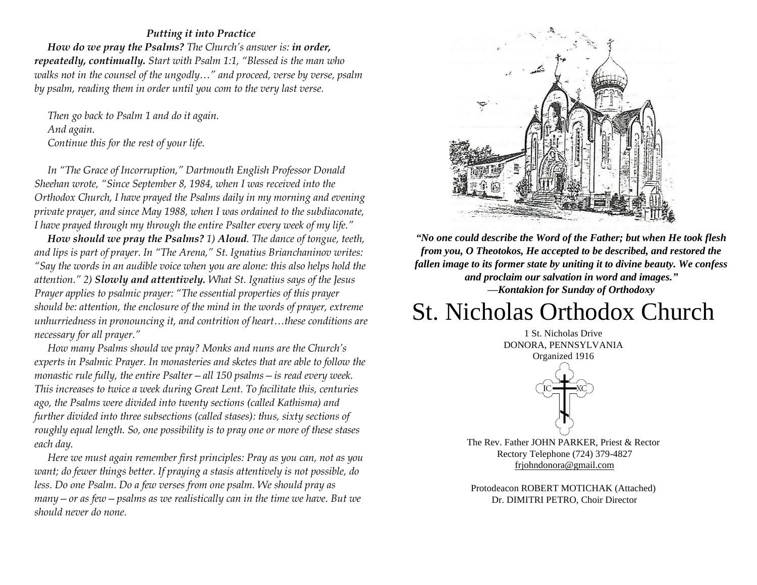### *Putting it into Practice*

***How do we pray the Psalms?*** *The Church's answer is:* ***in order, repeatedly, continually.*** *Start with Psalm 1:1, "Blessed is the man who walks not in the counsel of the ungodly…" and proceed, verse by verse, psalm by psalm, reading them in order until you com to the very last verse.*

*Then go back to Psalm 1 and do it again.*
*And again.*
*Continue this for the rest of your life.*

*In "The Grace of Incorruption," Dartmouth English Professor Donald Sheehan wrote, "Since September 8, 1984, when I was received into the Orthodox Church, I have prayed the Psalms daily in my morning and evening private prayer, and since May 1988, when I was ordained to the subdiaconate, I have prayed through my through the entire Psalter every week of my life."*

***How should we pray the Psalms?*** *1)* ***Aloud****. The dance of tongue, teeth, and lips is part of prayer. In "The Arena," St. Ignatius Brianchaninov writes: "Say the words in an audible voice when you are alone: this also helps hold the attention." 2)* ***Slowly and attentively.*** *What St. Ignatius says of the Jesus Prayer applies to psalmic prayer: "The essential properties of this prayer should be: attention, the enclosure of the mind in the words of prayer, extreme unhurriedness in pronouncing it, and contrition of heart…these conditions are necessary for all prayer."*

*How many Psalms should we pray? Monks and nuns are the Church's experts in Psalmic Prayer. In monasteries and sketes that are able to follow the monastic rule fully, the entire Psalter – all 150 psalms – is read every week. This increases to twice a week during Great Lent. To facilitate this, centuries ago, the Psalms were divided into twenty sections (called Kathisma) and further divided into three subsections (called stases): thus, sixty sections of roughly equal length. So, one possibility is to pray one or more of these stases each day.*

*Here we must again remember first principles: Pray as you can, not as you want; do fewer things better. If praying a stasis attentively is not possible, do less. Do one Psalm. Do a few verses from one psalm. We should pray as many – or as few – psalms as we realistically can in the time we have. But we should never do none.*

***"No one could describe the Word of the Father; but when He took flesh from you, O Theotokos, He accepted to be described, and restored the fallen image to its former state by uniting it to divine beauty. We confess and proclaim our salvation in word and images."***
***—Kontakion for Sunday of Orthodoxy***

# St. Nicholas Orthodox Church

1 St. Nicholas Drive
DONORA, PENNSYLVANIA
Organized 1916

IC XC

The Rev. Father JOHN PARKER, Priest & Rector
Rectory Telephone (724) 379-4827
frjohndonora@gmail.com

Protodeacon ROBERT MOTICHAK (Attached)
Dr. DIMITRI PETRO, Choir Director